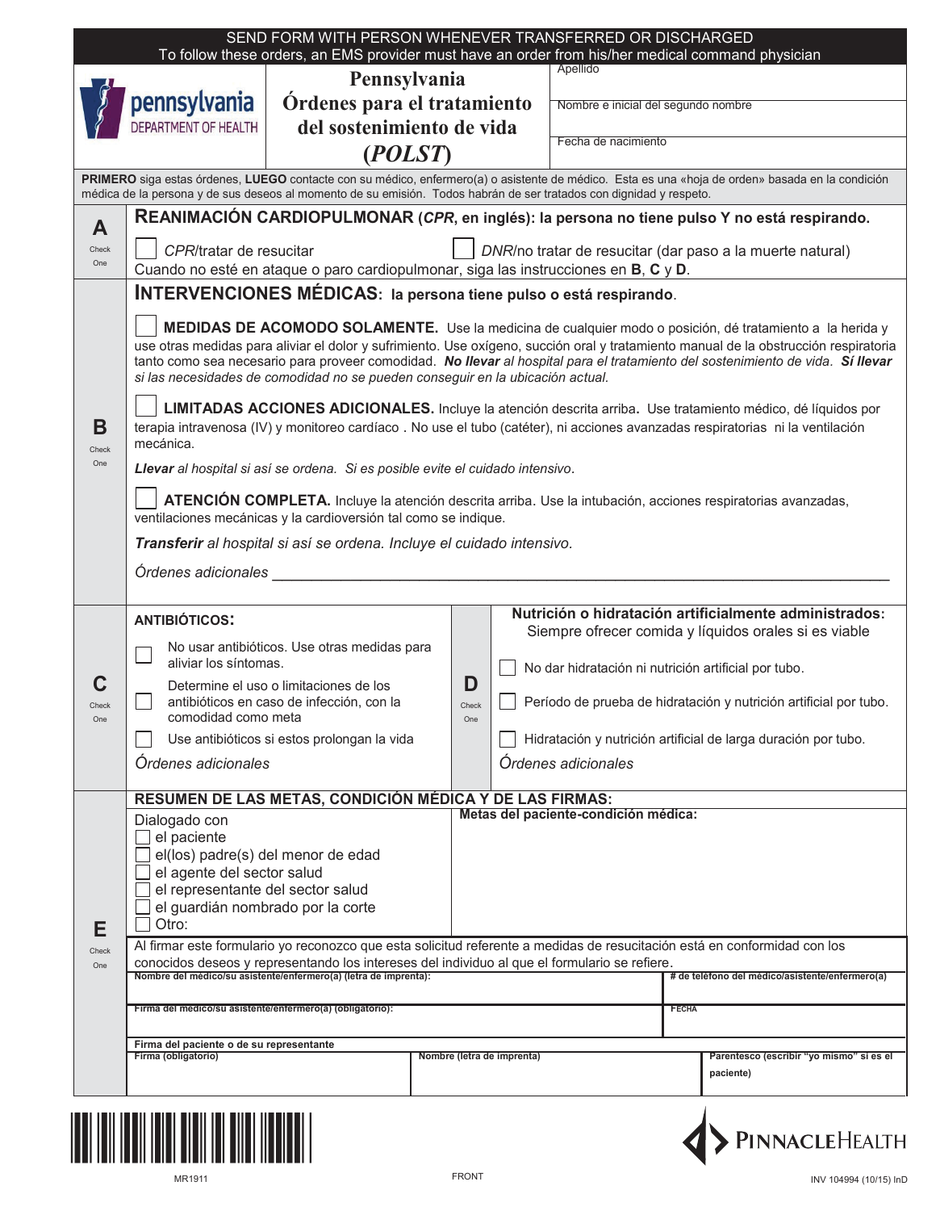SEND FORM WITH PERSON WHENEVER TRANSFERRED OR DISCHARGED
To follow these orders, an EMS provider must have an order from his/her medical command physician

pennsylvania
DEPARTMENT OF HEALTH

# Pennsylvania Órdenes para el tratamiento del sostenimiento de vida (*POLST*)

| |
|---|
| Apellido |
| Nombre e inicial del segundo nombre |
| Fecha de nacimiento |

**PRIMERO** siga estas órdenes, **LUEGO** contacte con su médico, enfermero(a) o asistente de médico. Esta es una «hoja de orden» basada en la condición médica de la persona y de sus deseos al momento de su emisión. Todos habrán de ser tratados con dignidad y respeto.

## A (Check One)

**REANIMACIÓN CARDIOPULMONAR (*CPR*, en inglés): la persona no tiene pulso Y no está respirando.**

☐ *CPR*/tratar de resucitar ☐ *DNR*/no tratar de resucitar (dar paso a la muerte natural)

Cuando no esté en ataque o paro cardiopulmonar, siga las instrucciones en **B**, **C** y **D**.

## B (Check One)

**INTERVENCIONES MÉDICAS: la persona tiene pulso o está respirando.**

☐ **MEDIDAS DE ACOMODO SOLAMENTE.** Use la medicina de cualquier modo o posición, dé tratamiento a la herida y use otras medidas para aliviar el dolor y sufrimiento. Use oxígeno, succión oral y tratamiento manual de la obstrucción respiratoria tanto como sea necesario para proveer comodidad. ***No llevar** al hospital para el tratamiento del sostenimiento de vida. **Sí llevar** si las necesidades de comodidad no se pueden conseguir en la ubicación actual.*

☐ **LIMITADAS ACCIONES ADICIONALES.** Incluye la atención descrita arriba. Use tratamiento médico, dé líquidos por terapia intravenosa (IV) y monitoreo cardíaco . No use el tubo (catéter), ni acciones avanzadas respiratorias ni la ventilación mecánica.

***Llevar** al hospital si así se ordena. Si es posible evite el cuidado intensivo.*

☐ **ATENCIÓN COMPLETA.** Incluye la atención descrita arriba. Use la intubación, acciones respiratorias avanzadas, ventilaciones mecánicas y la cardioversión tal como se indique.

***Transferir** al hospital si así se ordena. Incluye el cuidado intensivo.*

*Órdenes adicionales* ____________________________________________

## C (Check One)

**ANTIBIÓTICOS:**

☐ No usar antibióticos. Use otras medidas para aliviar los síntomas.

☐ Determine el uso o limitaciones de los antibióticos en caso de infección, con la comodidad como meta

☐ Use antibióticos si estos prolongan la vida

*Órdenes adicionales*

## D (Check One)

**Nutrición o hidratación artificialmente administrados:**
Siempre ofrecer comida y líquidos orales si es viable

☐ No dar hidratación ni nutrición artificial por tubo.

☐ Período de prueba de hidratación y nutrición artificial por tubo.

☐ Hidratación y nutrición artificial de larga duración por tubo.

*Órdenes adicionales*

## E (Check One)

**RESUMEN DE LAS METAS, CONDICIÓN MÉDICA Y DE LAS FIRMAS:**

Dialogado con
- ☐ el paciente
- ☐ el(los) padre(s) del menor de edad
- ☐ el agente del sector salud
- ☐ el representante del sector salud
- ☐ el guardián nombrado por la corte
- ☐ Otro:

**Metas del paciente-condición médica:**

Al firmar este formulario yo reconozco que esta solicitud referente a medidas de resucitación está en conformidad con los conocidos deseos y representando los intereses del individuo al que el formulario se refiere.

| **Nombre del médico/su asistente/enfermero(a) (letra de imprenta):** | **# de teléfono del médico/asistente/enfermero(a)** |
|---|---|
| **Firma del médico/su asistente/enfermero(a) (obligatorio):** | **FECHA** |

**Firma del paciente o de su representante**

| **Firma (obligatorio)** | **Nombre (letra de imprenta)** | **Parentesco (escribir "yo mismo" si es el paciente)** |
|---|---|---|
| | | |

MR1911 FRONT

PINNACLEHEALTH INV 104994 (10/15) InD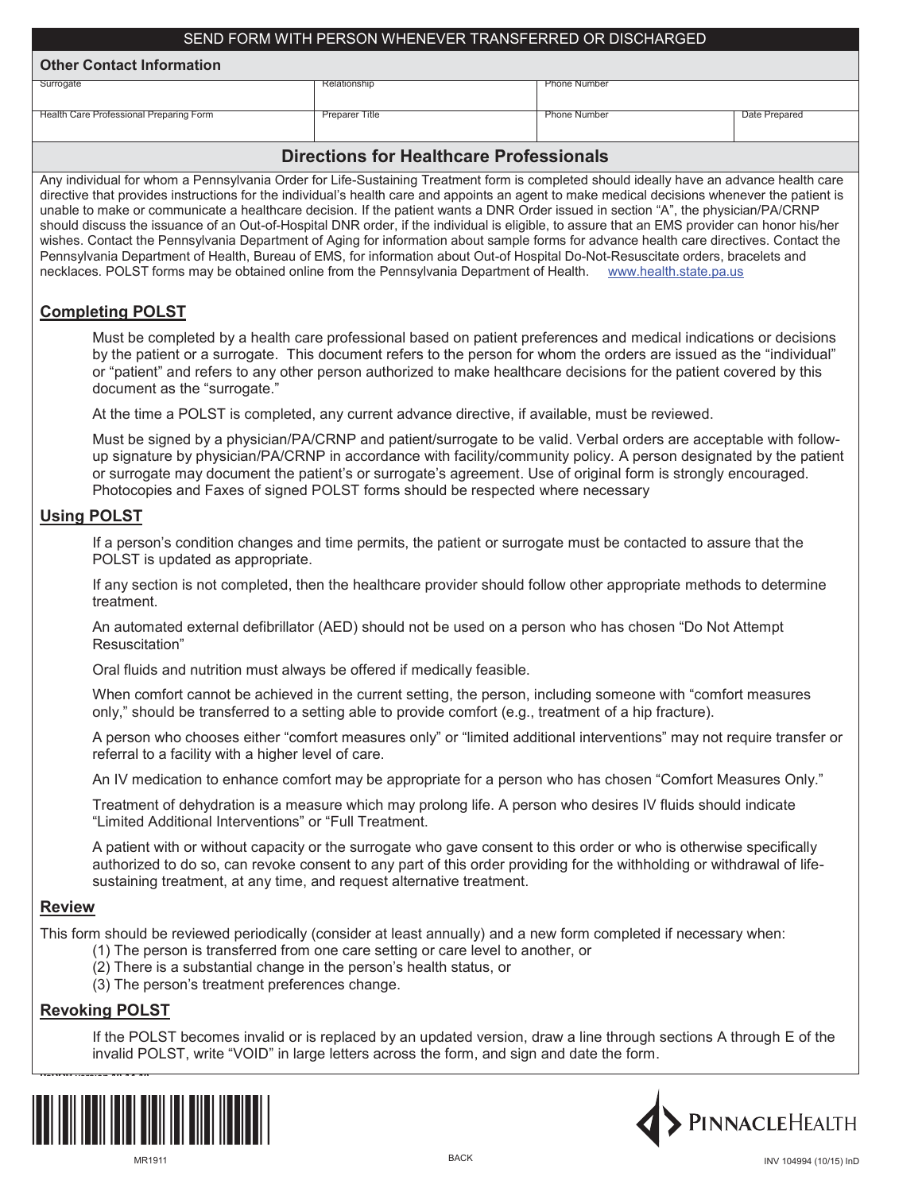SEND FORM WITH PERSON WHENEVER TRANSFERRED OR DISCHARGED

## Other Contact Information

| | | | |
|---|---|---|---|
| Surrogate | Relationship | Phone Number | |
| Health Care Professional Preparing Form | Preparer Title | Phone Number | Date Prepared |

## Directions for Healthcare Professionals

Any individual for whom a Pennsylvania Order for Life-Sustaining Treatment form is completed should ideally have an advance health care directive that provides instructions for the individual's health care and appoints an agent to make medical decisions whenever the patient is unable to make or communicate a healthcare decision. If the patient wants a DNR Order issued in section "A", the physician/PA/CRNP should discuss the issuance of an Out-of-Hospital DNR order, if the individual is eligible, to assure that an EMS provider can honor his/her wishes. Contact the Pennsylvania Department of Aging for information about sample forms for advance health care directives. Contact the Pennsylvania Department of Health, Bureau of EMS, for information about Out-of Hospital Do-Not-Resuscitate orders, bracelets and necklaces. POLST forms may be obtained online from the Pennsylvania Department of Health. www.health.state.pa.us

### Completing POLST

Must be completed by a health care professional based on patient preferences and medical indications or decisions by the patient or a surrogate. This document refers to the person for whom the orders are issued as the "individual" or "patient" and refers to any other person authorized to make healthcare decisions for the patient covered by this document as the "surrogate."

At the time a POLST is completed, any current advance directive, if available, must be reviewed.

Must be signed by a physician/PA/CRNP and patient/surrogate to be valid. Verbal orders are acceptable with follow-up signature by physician/PA/CRNP in accordance with facility/community policy. A person designated by the patient or surrogate may document the patient's or surrogate's agreement. Use of original form is strongly encouraged. Photocopies and Faxes of signed POLST forms should be respected where necessary

### Using POLST

If a person's condition changes and time permits, the patient or surrogate must be contacted to assure that the POLST is updated as appropriate.

If any section is not completed, then the healthcare provider should follow other appropriate methods to determine treatment.

An automated external defibrillator (AED) should not be used on a person who has chosen "Do Not Attempt Resuscitation"

Oral fluids and nutrition must always be offered if medically feasible.

When comfort cannot be achieved in the current setting, the person, including someone with "comfort measures only," should be transferred to a setting able to provide comfort (e.g., treatment of a hip fracture).

A person who chooses either "comfort measures only" or "limited additional interventions" may not require transfer or referral to a facility with a higher level of care.

An IV medication to enhance comfort may be appropriate for a person who has chosen "Comfort Measures Only."

Treatment of dehydration is a measure which may prolong life. A person who desires IV fluids should indicate "Limited Additional Interventions" or "Full Treatment.

A patient with or without capacity or the surrogate who gave consent to this order or who is otherwise specifically authorized to do so, can revoke consent to any part of this order providing for the withholding or withdrawal of life-sustaining treatment, at any time, and request alternative treatment.

### Review

This form should be reviewed periodically (consider at least annually) and a new form completed if necessary when:

(1) The person is transferred from one care setting or care level to another, or
(2) There is a substantial change in the person's health status, or
(3) The person's treatment preferences change.

### Revoking POLST

If the POLST becomes invalid or is replaced by an updated version, draw a line through sections A through E of the invalid POLST, write "VOID" in large letters across the form, and sign and date the form.

MR1911 BACK PINNACLEHEALTH INV 104994 (10/15) InD